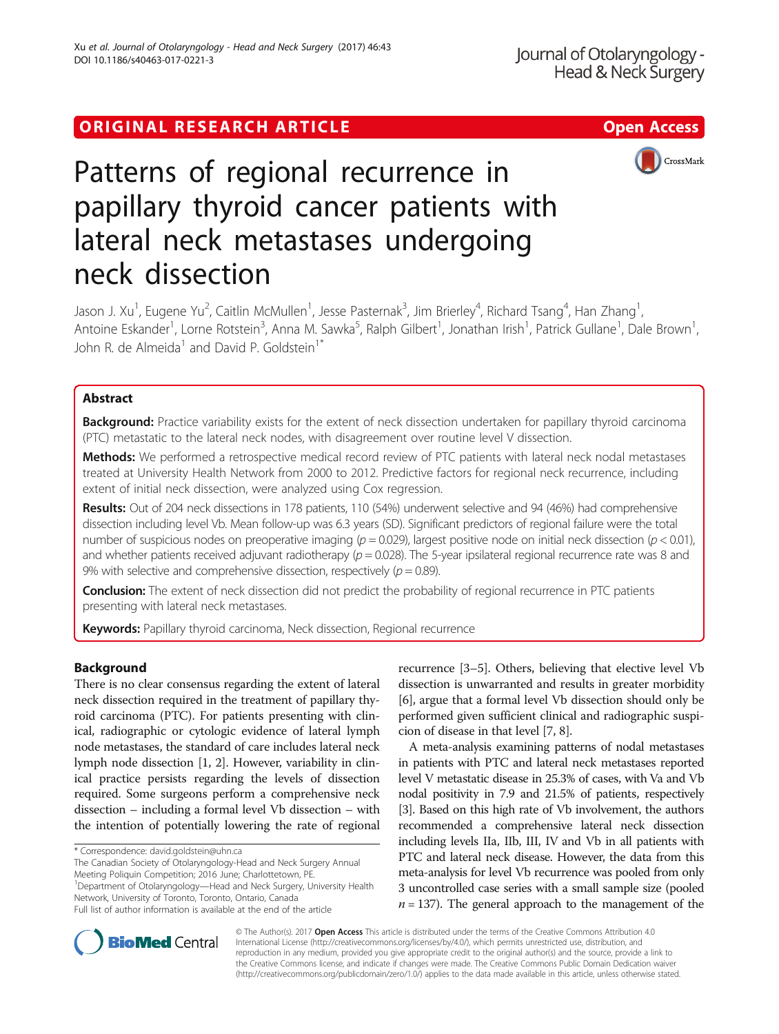ORIGINAL RESEARCH ARTICLE

Open Access

# Patterns of regional recurrence in papillary thyroid cancer patients with lateral neck metastases undergoing neck dissection

Jason J. Xu[1], Eugene Yu[2], Caitlin McMullen[1], Jesse Pasternak[3], Jim Brierley[4], Richard Tsang[4], Han Zhang[1], Antoine Eskander[1], Lorne Rotstein[3], Anna M. Sawka[5], Ralph Gilbert[1], Jonathan Irish[1], Patrick Gullane[1], Dale Brown[1], John R. de Almeida[1] and David P. Goldstein[1*]

## Abstract

**Background:** Practice variability exists for the extent of neck dissection undertaken for papillary thyroid carcinoma (PTC) metastatic to the lateral neck nodes, with disagreement over routine level V dissection.

**Methods:** We performed a retrospective medical record review of PTC patients with lateral neck nodal metastases treated at University Health Network from 2000 to 2012. Predictive factors for regional neck recurrence, including extent of initial neck dissection, were analyzed using Cox regression.

**Results:** Out of 204 neck dissections in 178 patients, 110 (54%) underwent selective and 94 (46%) had comprehensive dissection including level Vb. Mean follow-up was 6.3 years (SD). Significant predictors of regional failure were the total number of suspicious nodes on preoperative imaging ($p = 0.029$), largest positive node on initial neck dissection ($p < 0.01$), and whether patients received adjuvant radiotherapy ($p = 0.028$). The 5-year ipsilateral regional recurrence rate was 8 and 9% with selective and comprehensive dissection, respectively ($p = 0.89$).

**Conclusion:** The extent of neck dissection did not predict the probability of regional recurrence in PTC patients presenting with lateral neck metastases.

**Keywords:** Papillary thyroid carcinoma, Neck dissection, Regional recurrence

## Background

There is no clear consensus regarding the extent of lateral neck dissection required in the treatment of papillary thyroid carcinoma (PTC). For patients presenting with clinical, radiographic or cytologic evidence of lateral lymph node metastases, the standard of care includes lateral neck lymph node dissection [1, 2]. However, variability in clinical practice persists regarding the levels of dissection required. Some surgeons perform a comprehensive neck dissection – including a formal level Vb dissection – with the intention of potentially lowering the rate of regional recurrence [3–5]. Others, believing that elective level Vb dissection is unwarranted and results in greater morbidity [6], argue that a formal level Vb dissection should only be performed given sufficient clinical and radiographic suspicion of disease in that level [7, 8].

A meta-analysis examining patterns of nodal metastases in patients with PTC and lateral neck metastases reported level V metastatic disease in 25.3% of cases, with Va and Vb nodal positivity in 7.9 and 21.5% of patients, respectively [3]. Based on this high rate of Vb involvement, the authors recommended a comprehensive lateral neck dissection including levels IIa, IIb, III, IV and Vb in all patients with PTC and lateral neck disease. However, the data from this meta-analysis for level Vb recurrence was pooled from only 3 uncontrolled case series with a small sample size (pooled $n = 137$). The general approach to the management of the

* Correspondence: david.goldstein@uhn.ca
The Canadian Society of Otolaryngology-Head and Neck Surgery Annual Meeting Poliquin Competition; 2016 June; Charlottetown, PE.
[1]Department of Otolaryngology—Head and Neck Surgery, University Health Network, University of Toronto, Toronto, Ontario, Canada
Full list of author information is available at the end of the article

© The Author(s). 2017 **Open Access** This article is distributed under the terms of the Creative Commons Attribution 4.0 International License (http://creativecommons.org/licenses/by/4.0/), which permits unrestricted use, distribution, and reproduction in any medium, provided you give appropriate credit to the original author(s) and the source, provide a link to the Creative Commons license, and indicate if changes were made. The Creative Commons Public Domain Dedication waiver (http://creativecommons.org/publicdomain/zero/1.0/) applies to the data made available in this article, unless otherwise stated.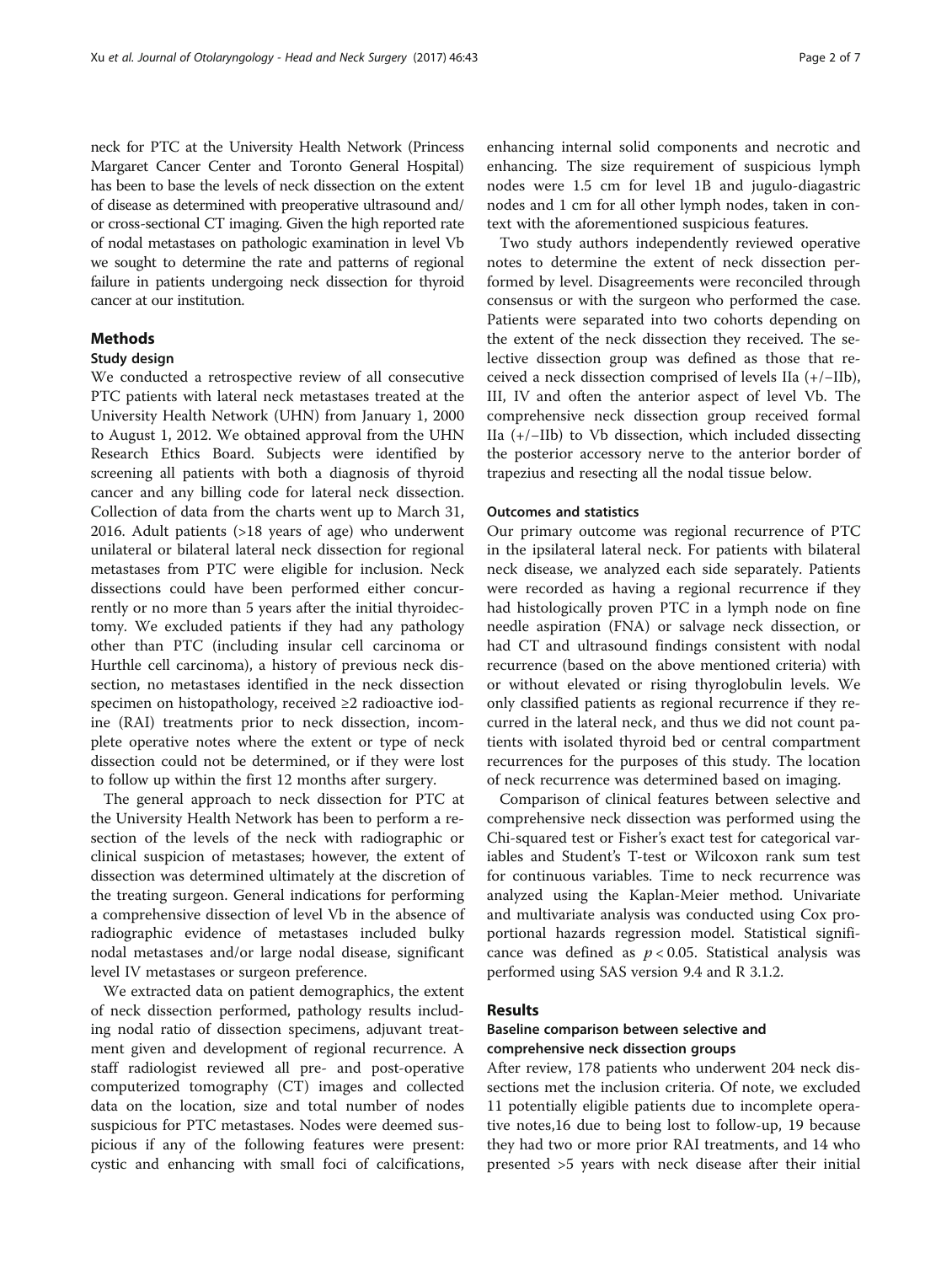neck for PTC at the University Health Network (Princess Margaret Cancer Center and Toronto General Hospital) has been to base the levels of neck dissection on the extent of disease as determined with preoperative ultrasound and/or cross-sectional CT imaging. Given the high reported rate of nodal metastases on pathologic examination in level Vb we sought to determine the rate and patterns of regional failure in patients undergoing neck dissection for thyroid cancer at our institution.

## Methods

### Study design

We conducted a retrospective review of all consecutive PTC patients with lateral neck metastases treated at the University Health Network (UHN) from January 1, 2000 to August 1, 2012. We obtained approval from the UHN Research Ethics Board. Subjects were identified by screening all patients with both a diagnosis of thyroid cancer and any billing code for lateral neck dissection. Collection of data from the charts went up to March 31, 2016. Adult patients (>18 years of age) who underwent unilateral or bilateral lateral neck dissection for regional metastases from PTC were eligible for inclusion. Neck dissections could have been performed either concurrently or no more than 5 years after the initial thyroidectomy. We excluded patients if they had any pathology other than PTC (including insular cell carcinoma or Hurthle cell carcinoma), a history of previous neck dissection, no metastases identified in the neck dissection specimen on histopathology, received ≥2 radioactive iodine (RAI) treatments prior to neck dissection, incomplete operative notes where the extent or type of neck dissection could not be determined, or if they were lost to follow up within the first 12 months after surgery.

The general approach to neck dissection for PTC at the University Health Network has been to perform a resection of the levels of the neck with radiographic or clinical suspicion of metastases; however, the extent of dissection was determined ultimately at the discretion of the treating surgeon. General indications for performing a comprehensive dissection of level Vb in the absence of radiographic evidence of metastases included bulky nodal metastases and/or large nodal disease, significant level IV metastases or surgeon preference.

We extracted data on patient demographics, the extent of neck dissection performed, pathology results including nodal ratio of dissection specimens, adjuvant treatment given and development of regional recurrence. A staff radiologist reviewed all pre- and post-operative computerized tomography (CT) images and collected data on the location, size and total number of nodes suspicious for PTC metastases. Nodes were deemed suspicious if any of the following features were present: cystic and enhancing with small foci of calcifications, enhancing internal solid components and necrotic and enhancing. The size requirement of suspicious lymph nodes were 1.5 cm for level 1B and jugulo-diagastric nodes and 1 cm for all other lymph nodes, taken in context with the aforementioned suspicious features.

Two study authors independently reviewed operative notes to determine the extent of neck dissection performed by level. Disagreements were reconciled through consensus or with the surgeon who performed the case. Patients were separated into two cohorts depending on the extent of the neck dissection they received. The selective dissection group was defined as those that received a neck dissection comprised of levels IIa (+/−IIb), III, IV and often the anterior aspect of level Vb. The comprehensive neck dissection group received formal IIa (+/−IIb) to Vb dissection, which included dissecting the posterior accessory nerve to the anterior border of trapezius and resecting all the nodal tissue below.

### Outcomes and statistics

Our primary outcome was regional recurrence of PTC in the ipsilateral lateral neck. For patients with bilateral neck disease, we analyzed each side separately. Patients were recorded as having a regional recurrence if they had histologically proven PTC in a lymph node on fine needle aspiration (FNA) or salvage neck dissection, or had CT and ultrasound findings consistent with nodal recurrence (based on the above mentioned criteria) with or without elevated or rising thyroglobulin levels. We only classified patients as regional recurrence if they recurred in the lateral neck, and thus we did not count patients with isolated thyroid bed or central compartment recurrences for the purposes of this study. The location of neck recurrence was determined based on imaging.

Comparison of clinical features between selective and comprehensive neck dissection was performed using the Chi-squared test or Fisher's exact test for categorical variables and Student's T-test or Wilcoxon rank sum test for continuous variables. Time to neck recurrence was analyzed using the Kaplan-Meier method. Univariate and multivariate analysis was conducted using Cox proportional hazards regression model. Statistical significance was defined as $p < 0.05$. Statistical analysis was performed using SAS version 9.4 and R 3.1.2.

## Results

### Baseline comparison between selective and comprehensive neck dissection groups

After review, 178 patients who underwent 204 neck dissections met the inclusion criteria. Of note, we excluded 11 potentially eligible patients due to incomplete operative notes,16 due to being lost to follow-up, 19 because they had two or more prior RAI treatments, and 14 who presented >5 years with neck disease after their initial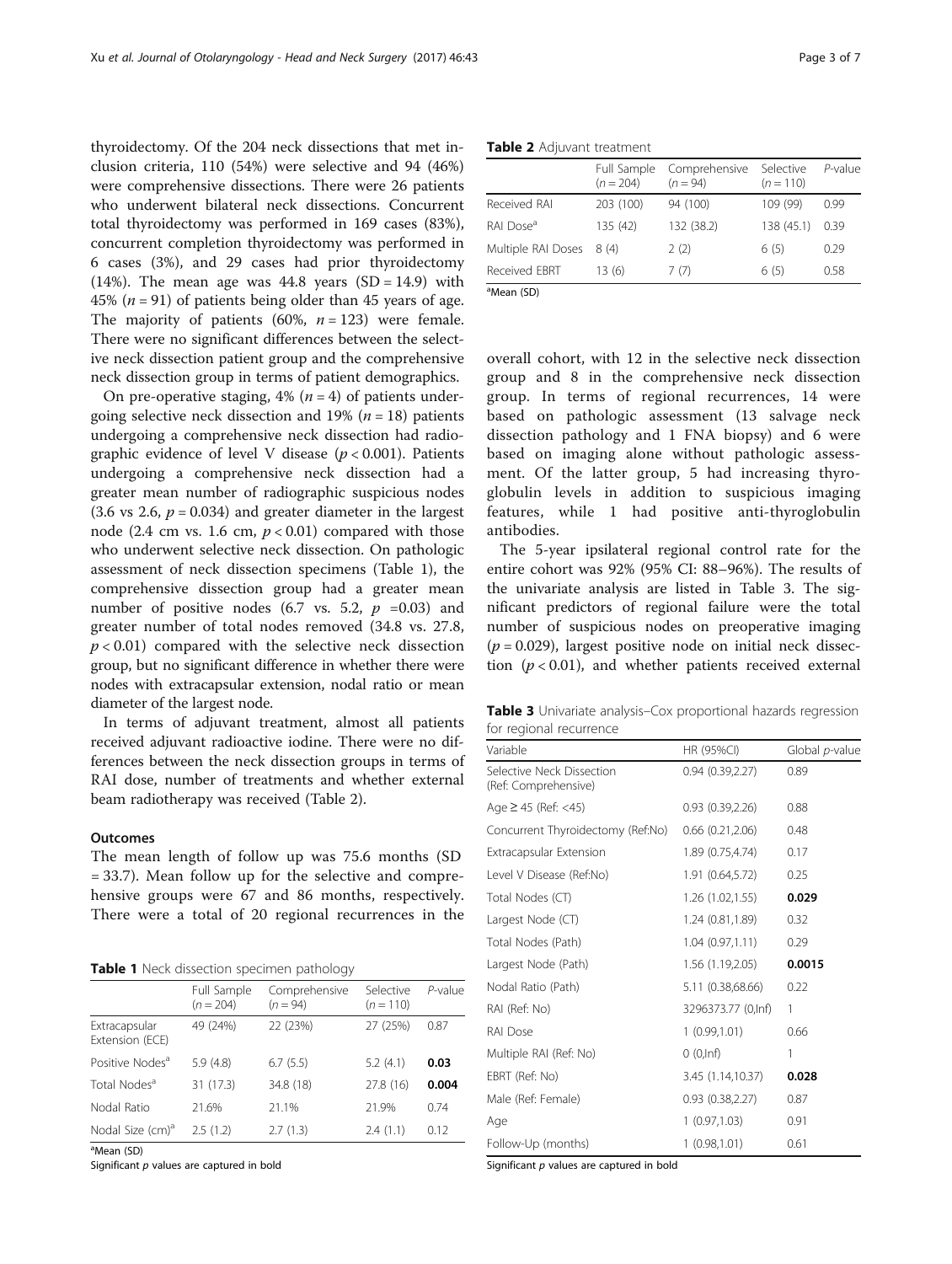thyroidectomy. Of the 204 neck dissections that met inclusion criteria, 110 (54%) were selective and 94 (46%) were comprehensive dissections. There were 26 patients who underwent bilateral neck dissections. Concurrent total thyroidectomy was performed in 169 cases (83%), concurrent completion thyroidectomy was performed in 6 cases (3%), and 29 cases had prior thyroidectomy (14%). The mean age was 44.8 years (SD = 14.9) with 45% ($n = 91$) of patients being older than 45 years of age. The majority of patients (60%, $n = 123$) were female. There were no significant differences between the selective neck dissection patient group and the comprehensive neck dissection group in terms of patient demographics.

On pre-operative staging, 4% ($n = 4$) of patients undergoing selective neck dissection and 19% ($n = 18$) patients undergoing a comprehensive neck dissection had radiographic evidence of level V disease ($p < 0.001$). Patients undergoing a comprehensive neck dissection had a greater mean number of radiographic suspicious nodes (3.6 vs 2.6, $p = 0.034$) and greater diameter in the largest node (2.4 cm vs. 1.6 cm, $p < 0.01$) compared with those who underwent selective neck dissection. On pathologic assessment of neck dissection specimens (Table 1), the comprehensive dissection group had a greater mean number of positive nodes (6.7 vs. 5.2, $p = 0.03$) and greater number of total nodes removed (34.8 vs. 27.8, $p < 0.01$) compared with the selective neck dissection group, but no significant difference in whether there were nodes with extracapsular extension, nodal ratio or mean diameter of the largest node.

In terms of adjuvant treatment, almost all patients received adjuvant radioactive iodine. There were no differences between the neck dissection groups in terms of RAI dose, number of treatments and whether external beam radiotherapy was received (Table 2).

### Outcomes

The mean length of follow up was 75.6 months (SD = 33.7). Mean follow up for the selective and comprehensive groups were 67 and 86 months, respectively. There were a total of 20 regional recurrences in the overall cohort, with 12 in the selective neck dissection group and 8 in the comprehensive neck dissection group. In terms of regional recurrences, 14 were based on pathologic assessment (13 salvage neck dissection pathology and 1 FNA biopsy) and 6 were based on imaging alone without pathologic assessment. Of the latter group, 5 had increasing thyroglobulin levels in addition to suspicious imaging features, while 1 had positive anti-thyroglobulin antibodies.

The 5-year ipsilateral regional control rate for the entire cohort was 92% (95% CI: 88–96%). The results of the univariate analysis are listed in Table 3. The significant predictors of regional failure were the total number of suspicious nodes on preoperative imaging ($p = 0.029$), largest positive node on initial neck dissection ($p < 0.01$), and whether patients received external

**Table 1** Neck dissection specimen pathology

| | Full Sample ($n = 204$) | Comprehensive ($n = 94$) | Selective ($n = 110$) | *P*-value |
|---|---|---|---|---|
| Extracapsular Extension (ECE) | 49 (24%) | 22 (23%) | 27 (25%) | 0.87 |
| Positive Nodes[a] | 5.9 (4.8) | 6.7 (5.5) | 5.2 (4.1) | **0.03** |
| Total Nodes[a] | 31 (17.3) | 34.8 (18) | 27.8 (16) | **0.004** |
| Nodal Ratio | 21.6% | 21.1% | 21.9% | 0.74 |
| Nodal Size (cm)[a] | 2.5 (1.2) | 2.7 (1.3) | 2.4 (1.1) | 0.12 |

[a]Mean (SD)

Significant *p* values are captured in bold

**Table 2** Adjuvant treatment

| | Full Sample ($n = 204$) | Comprehensive ($n = 94$) | Selective ($n = 110$) | *P*-value |
|---|---|---|---|---|
| Received RAI | 203 (100) | 94 (100) | 109 (99) | 0.99 |
| RAI Dose[a] | 135 (42) | 132 (38.2) | 138 (45.1) | 0.39 |
| Multiple RAI Doses | 8 (4) | 2 (2) | 6 (5) | 0.29 |
| Received EBRT | 13 (6) | 7 (7) | 6 (5) | 0.58 |

[a]Mean (SD)

**Table 3** Univariate analysis–Cox proportional hazards regression for regional recurrence

| Variable | HR (95%CI) | Global *p*-value |
|---|---|---|
| Selective Neck Dissection (Ref: Comprehensive) | 0.94 (0.39,2.27) | 0.89 |
| Age ≥ 45 (Ref: <45) | 0.93 (0.39,2.26) | 0.88 |
| Concurrent Thyroidectomy (Ref:No) | 0.66 (0.21,2.06) | 0.48 |
| Extracapsular Extension | 1.89 (0.75,4.74) | 0.17 |
| Level V Disease (Ref:No) | 1.91 (0.64,5.72) | 0.25 |
| Total Nodes (CT) | 1.26 (1.02,1.55) | **0.029** |
| Largest Node (CT) | 1.24 (0.81,1.89) | 0.32 |
| Total Nodes (Path) | 1.04 (0.97,1.11) | 0.29 |
| Largest Node (Path) | 1.56 (1.19,2.05) | **0.0015** |
| Nodal Ratio (Path) | 5.11 (0.38,68.66) | 0.22 |
| RAI (Ref: No) | 3296373.77 (0,Inf) | 1 |
| RAI Dose | 1 (0.99,1.01) | 0.66 |
| Multiple RAI (Ref: No) | 0 (0,Inf) | 1 |
| EBRT (Ref: No) | 3.45 (1.14,10.37) | **0.028** |
| Male (Ref: Female) | 0.93 (0.38,2.27) | 0.87 |
| Age | 1 (0.97,1.03) | 0.91 |
| Follow-Up (months) | 1 (0.98,1.01) | 0.61 |

Significant *p* values are captured in bold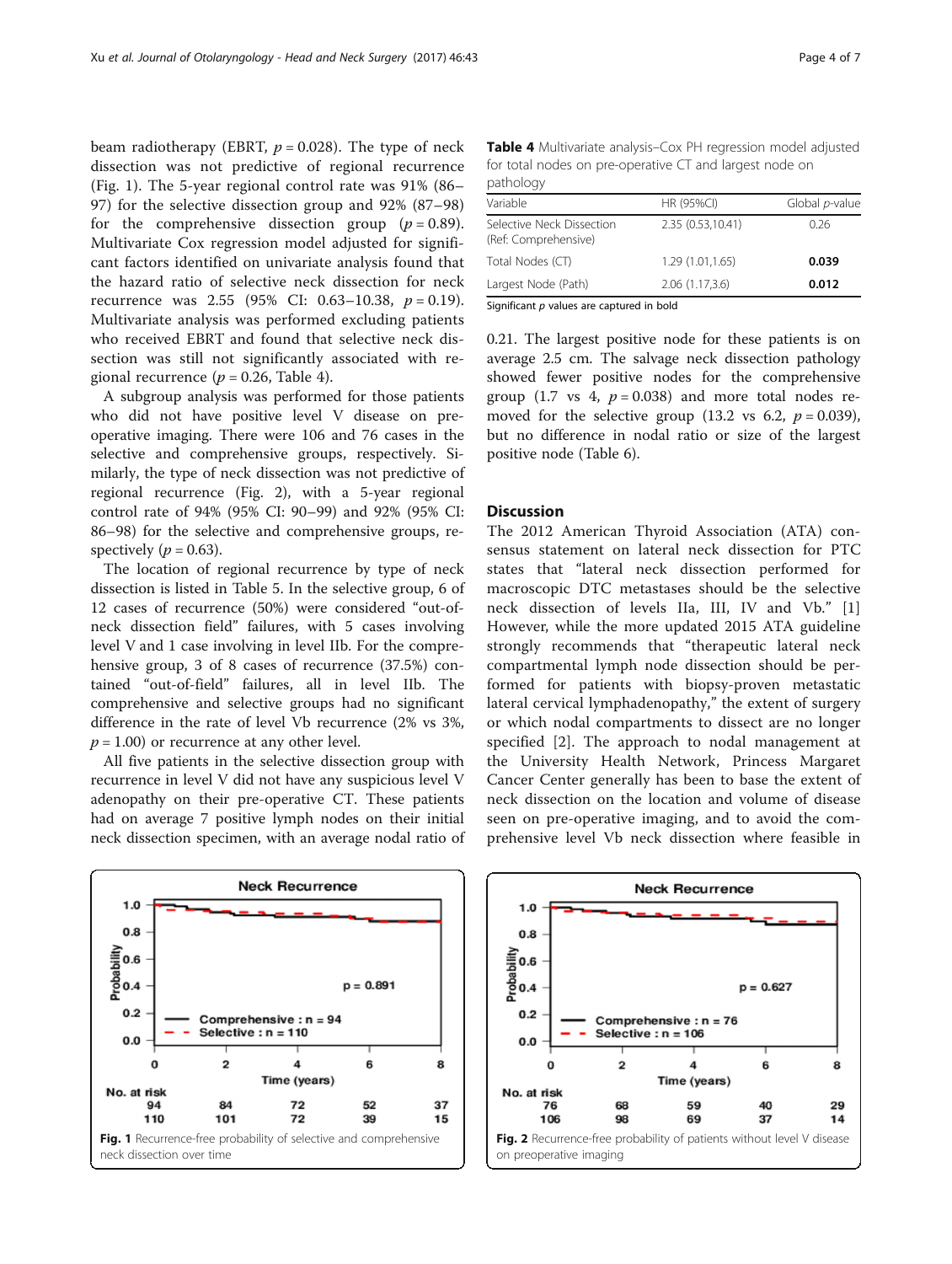beam radiotherapy (EBRT, $p = 0.028$). The type of neck dissection was not predictive of regional recurrence (Fig. 1). The 5-year regional control rate was 91% (86–97) for the selective dissection group and 92% (87–98) for the comprehensive dissection group ($p = 0.89$). Multivariate Cox regression model adjusted for significant factors identified on univariate analysis found that the hazard ratio of selective neck dissection for neck recurrence was 2.55 (95% CI: 0.63–10.38, $p = 0.19$). Multivariate analysis was performed excluding patients who received EBRT and found that selective neck dissection was still not significantly associated with regional recurrence ($p = 0.26$, Table 4).

A subgroup analysis was performed for those patients who did not have positive level V disease on preoperative imaging. There were 106 and 76 cases in the selective and comprehensive groups, respectively. Similarly, the type of neck dissection was not predictive of regional recurrence (Fig. 2), with a 5-year regional control rate of 94% (95% CI: 90–99) and 92% (95% CI: 86–98) for the selective and comprehensive groups, respectively ($p = 0.63$).

The location of regional recurrence by type of neck dissection is listed in Table 5. In the selective group, 6 of 12 cases of recurrence (50%) were considered "out-of-neck dissection field" failures, with 5 cases involving level V and 1 case involving in level IIb. For the comprehensive group, 3 of 8 cases of recurrence (37.5%) contained "out-of-field" failures, all in level IIb. The comprehensive and selective groups had no significant difference in the rate of level Vb recurrence (2% vs 3%, $p = 1.00$) or recurrence at any other level.

All five patients in the selective dissection group with recurrence in level V did not have any suspicious level V adenopathy on their pre-operative CT. These patients had on average 7 positive lymph nodes on their initial neck dissection specimen, with an average nodal ratio of 0.21. The largest positive node for these patients is on average 2.5 cm. The salvage neck dissection pathology showed fewer positive nodes for the comprehensive group (1.7 vs 4, $p = 0.038$) and more total nodes removed for the selective group (13.2 vs 6.2, $p = 0.039$), but no difference in nodal ratio or size of the largest positive node (Table 6).

**Table 4** Multivariate analysis–Cox PH regression model adjusted for total nodes on pre-operative CT and largest node on pathology

| Variable | HR (95%CI) | Global *p*-value |
|---|---|---|
| Selective Neck Dissection (Ref: Comprehensive) | 2.35 (0.53,10.41) | 0.26 |
| Total Nodes (CT) | 1.29 (1.01,1.65) | **0.039** |
| Largest Node (Path) | 2.06 (1.17,3.6) | **0.012** |

Significant *p* values are captured in bold

## Discussion

The 2012 American Thyroid Association (ATA) consensus statement on lateral neck dissection for PTC states that "lateral neck dissection performed for macroscopic DTC metastases should be the selective neck dissection of levels IIa, III, IV and Vb." [1] However, while the more updated 2015 ATA guideline strongly recommends that "therapeutic lateral neck compartmental lymph node dissection should be performed for patients with biopsy-proven metastatic lateral cervical lymphadenopathy," the extent of surgery or which nodal compartments to dissect are no longer specified [2]. The approach to nodal management at the University Health Network, Princess Margaret Cancer Center generally has been to base the extent of neck dissection on the location and volume of disease seen on pre-operative imaging, and to avoid the comprehensive level Vb neck dissection where feasible in

**Fig. 1** Recurrence-free probability of selective and comprehensive neck dissection over time

**Fig. 2** Recurrence-free probability of patients without level V disease on preoperative imaging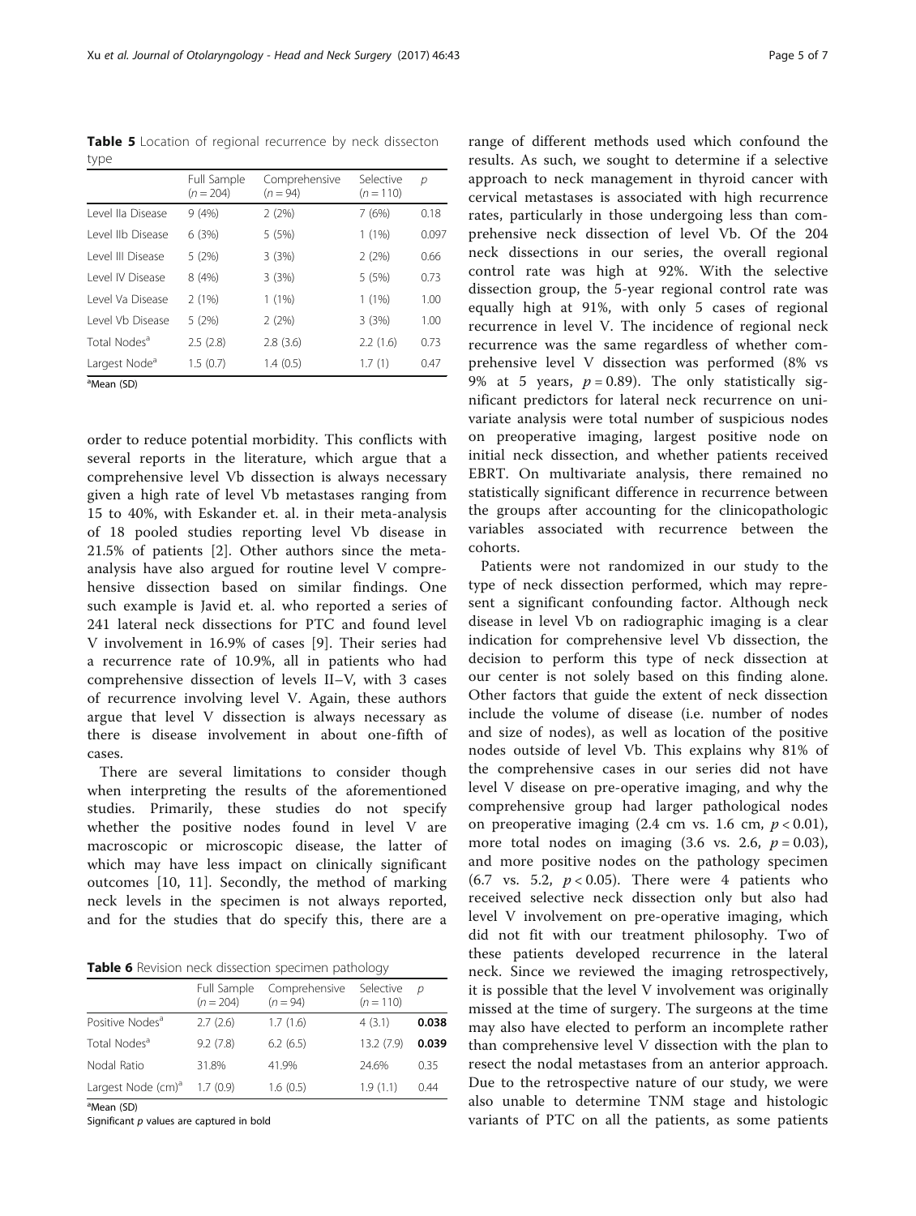**Table 5** Location of regional recurrence by neck dissecton type

| | Full Sample ($n = 204$) | Comprehensive ($n = 94$) | Selective ($n = 110$) | $p$ |
|---|---|---|---|---|
| Level IIa Disease | 9 (4%) | 2 (2%) | 7 (6%) | 0.18 |
| Level IIb Disease | 6 (3%) | 5 (5%) | 1 (1%) | 0.097 |
| Level III Disease | 5 (2%) | 3 (3%) | 2 (2%) | 0.66 |
| Level IV Disease | 8 (4%) | 3 (3%) | 5 (5%) | 0.73 |
| Level Va Disease | 2 (1%) | 1 (1%) | 1 (1%) | 1.00 |
| Level Vb Disease | 5 (2%) | 2 (2%) | 3 (3%) | 1.00 |
| Total Nodes[a] | 2.5 (2.8) | 2.8 (3.6) | 2.2 (1.6) | 0.73 |
| Largest Node[a] | 1.5 (0.7) | 1.4 (0.5) | 1.7 (1) | 0.47 |

[a]Mean (SD)

order to reduce potential morbidity. This conflicts with several reports in the literature, which argue that a comprehensive level Vb dissection is always necessary given a high rate of level Vb metastases ranging from 15 to 40%, with Eskander et. al. in their meta-analysis of 18 pooled studies reporting level Vb disease in 21.5% of patients [2]. Other authors since the meta-analysis have also argued for routine level V comprehensive dissection based on similar findings. One such example is Javid et. al. who reported a series of 241 lateral neck dissections for PTC and found level V involvement in 16.9% of cases [9]. Their series had a recurrence rate of 10.9%, all in patients who had comprehensive dissection of levels II–V, with 3 cases of recurrence involving level V. Again, these authors argue that level V dissection is always necessary as there is disease involvement in about one-fifth of cases.

There are several limitations to consider though when interpreting the results of the aforementioned studies. Primarily, these studies do not specify whether the positive nodes found in level V are macroscopic or microscopic disease, the latter of which may have less impact on clinically significant outcomes [10, 11]. Secondly, the method of marking neck levels in the specimen is not always reported, and for the studies that do specify this, there are a

**Table 6** Revision neck dissection specimen pathology

| | Full Sample ($n = 204$) | Comprehensive ($n = 94$) | Selective ($n = 110$) | $p$ |
|---|---|---|---|---|
| Positive Nodes[a] | 2.7 (2.6) | 1.7 (1.6) | 4 (3.1) | **0.038** |
| Total Nodes[a] | 9.2 (7.8) | 6.2 (6.5) | 13.2 (7.9) | **0.039** |
| Nodal Ratio | 31.8% | 41.9% | 24.6% | 0.35 |
| Largest Node (cm)[a] | 1.7 (0.9) | 1.6 (0.5) | 1.9 (1.1) | 0.44 |

[a]Mean (SD)

Significant $p$ values are captured in bold

range of different methods used which confound the results. As such, we sought to determine if a selective approach to neck management in thyroid cancer with cervical metastases is associated with high recurrence rates, particularly in those undergoing less than comprehensive neck dissection of level Vb. Of the 204 neck dissections in our series, the overall regional control rate was high at 92%. With the selective dissection group, the 5-year regional control rate was equally high at 91%, with only 5 cases of regional recurrence in level V. The incidence of regional neck recurrence was the same regardless of whether comprehensive level V dissection was performed (8% vs 9% at 5 years, $p = 0.89$). The only statistically significant predictors for lateral neck recurrence on univariate analysis were total number of suspicious nodes on preoperative imaging, largest positive node on initial neck dissection, and whether patients received EBRT. On multivariate analysis, there remained no statistically significant difference in recurrence between the groups after accounting for the clinicopathologic variables associated with recurrence between the cohorts.

Patients were not randomized in our study to the type of neck dissection performed, which may represent a significant confounding factor. Although neck disease in level Vb on radiographic imaging is a clear indication for comprehensive level Vb dissection, the decision to perform this type of neck dissection at our center is not solely based on this finding alone. Other factors that guide the extent of neck dissection include the volume of disease (i.e. number of nodes and size of nodes), as well as location of the positive nodes outside of level Vb. This explains why 81% of the comprehensive cases in our series did not have level V disease on pre-operative imaging, and why the comprehensive group had larger pathological nodes on preoperative imaging (2.4 cm vs. 1.6 cm, $p < 0.01$), more total nodes on imaging (3.6 vs. 2.6, $p = 0.03$), and more positive nodes on the pathology specimen (6.7 vs. 5.2, $p < 0.05$). There were 4 patients who received selective neck dissection only but also had level V involvement on pre-operative imaging, which did not fit with our treatment philosophy. Two of these patients developed recurrence in the lateral neck. Since we reviewed the imaging retrospectively, it is possible that the level V involvement was originally missed at the time of surgery. The surgeons at the time may also have elected to perform an incomplete rather than comprehensive level V dissection with the plan to resect the nodal metastases from an anterior approach. Due to the retrospective nature of our study, we were also unable to determine TNM stage and histologic variants of PTC on all the patients, as some patients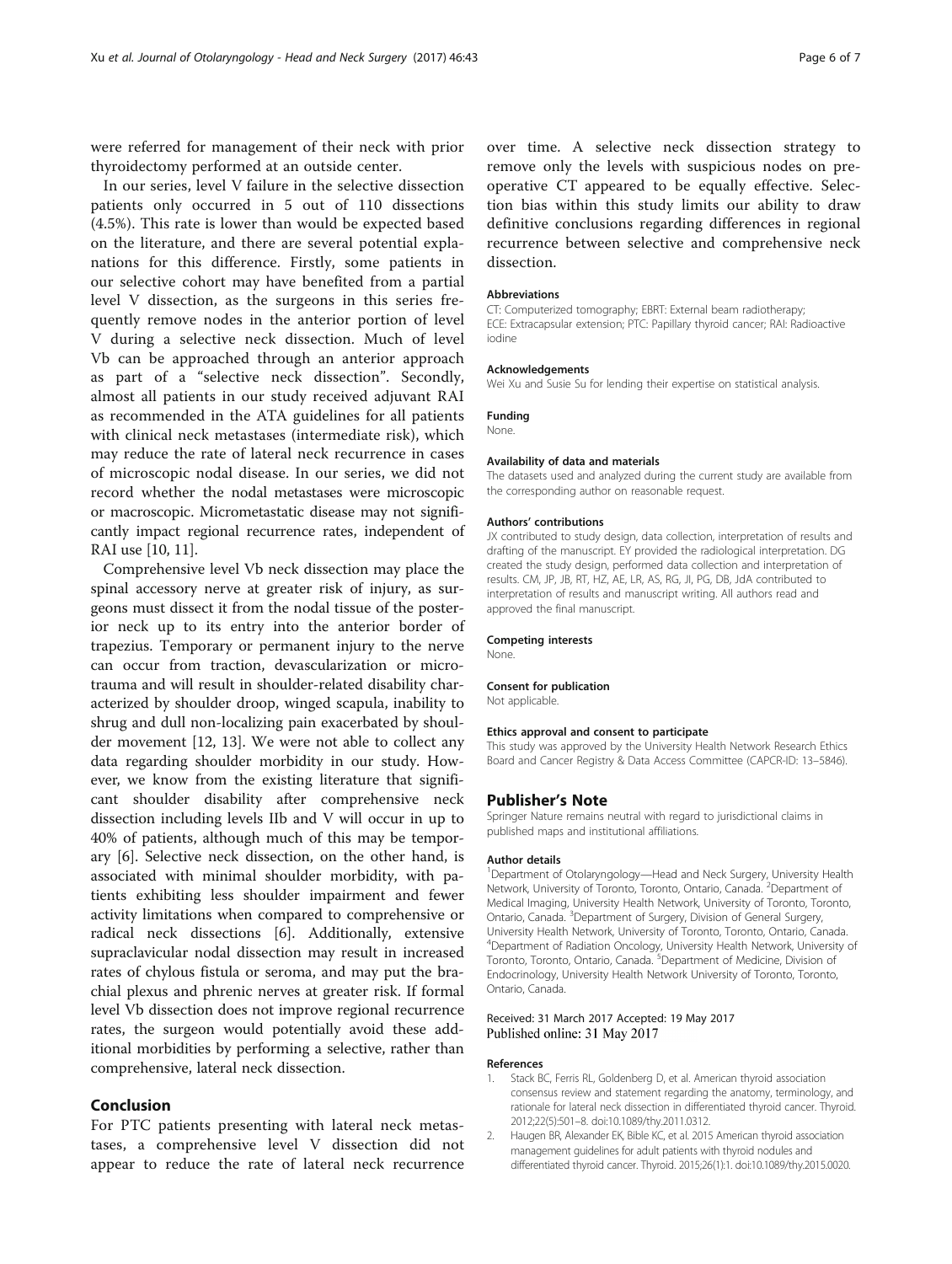were referred for management of their neck with prior thyroidectomy performed at an outside center.

In our series, level V failure in the selective dissection patients only occurred in 5 out of 110 dissections (4.5%). This rate is lower than would be expected based on the literature, and there are several potential explanations for this difference. Firstly, some patients in our selective cohort may have benefited from a partial level V dissection, as the surgeons in this series frequently remove nodes in the anterior portion of level V during a selective neck dissection. Much of level Vb can be approached through an anterior approach as part of a "selective neck dissection". Secondly, almost all patients in our study received adjuvant RAI as recommended in the ATA guidelines for all patients with clinical neck metastases (intermediate risk), which may reduce the rate of lateral neck recurrence in cases of microscopic nodal disease. In our series, we did not record whether the nodal metastases were microscopic or macroscopic. Micrometastatic disease may not significantly impact regional recurrence rates, independent of RAI use [10, 11].

Comprehensive level Vb neck dissection may place the spinal accessory nerve at greater risk of injury, as surgeons must dissect it from the nodal tissue of the posterior neck up to its entry into the anterior border of trapezius. Temporary or permanent injury to the nerve can occur from traction, devascularization or microtrauma and will result in shoulder-related disability characterized by shoulder droop, winged scapula, inability to shrug and dull non-localizing pain exacerbated by shoulder movement [12, 13]. We were not able to collect any data regarding shoulder morbidity in our study. However, we know from the existing literature that significant shoulder disability after comprehensive neck dissection including levels IIb and V will occur in up to 40% of patients, although much of this may be temporary [6]. Selective neck dissection, on the other hand, is associated with minimal shoulder morbidity, with patients exhibiting less shoulder impairment and fewer activity limitations when compared to comprehensive or radical neck dissections [6]. Additionally, extensive supraclavicular nodal dissection may result in increased rates of chylous fistula or seroma, and may put the brachial plexus and phrenic nerves at greater risk. If formal level Vb dissection does not improve regional recurrence rates, the surgeon would potentially avoid these additional morbidities by performing a selective, rather than comprehensive, lateral neck dissection.

## Conclusion

For PTC patients presenting with lateral neck metastases, a comprehensive level V dissection did not appear to reduce the rate of lateral neck recurrence over time. A selective neck dissection strategy to remove only the levels with suspicious nodes on preoperative CT appeared to be equally effective. Selection bias within this study limits our ability to draw definitive conclusions regarding differences in regional recurrence between selective and comprehensive neck dissection.

#### Abbreviations

CT: Computerized tomography; EBRT: External beam radiotherapy; ECE: Extracapsular extension; PTC: Papillary thyroid cancer; RAI: Radioactive iodine

#### Acknowledgements

Wei Xu and Susie Su for lending their expertise on statistical analysis.

#### Funding

None.

#### Availability of data and materials

The datasets used and analyzed during the current study are available from the corresponding author on reasonable request.

#### Authors' contributions

JX contributed to study design, data collection, interpretation of results and drafting of the manuscript. EY provided the radiological interpretation. DG created the study design, performed data collection and interpretation of results. CM, JP, JB, RT, HZ, AE, LR, AS, RG, JI, PG, DB, JdA contributed to interpretation of results and manuscript writing. All authors read and approved the final manuscript.

#### Competing interests

None.

#### Consent for publication

Not applicable.

#### Ethics approval and consent to participate

This study was approved by the University Health Network Research Ethics Board and Cancer Registry & Data Access Committee (CAPCR-ID: 13–5846).

## Publisher's Note

Springer Nature remains neutral with regard to jurisdictional claims in published maps and institutional affiliations.

#### Author details

[1]Department of Otolaryngology—Head and Neck Surgery, University Health Network, University of Toronto, Toronto, Ontario, Canada. [2]Department of Medical Imaging, University Health Network, University of Toronto, Toronto, Ontario, Canada. [3]Department of Surgery, Division of General Surgery, University Health Network, University of Toronto, Toronto, Ontario, Canada. [4]Department of Radiation Oncology, University Health Network, University of Toronto, Toronto, Ontario, Canada. [5]Department of Medicine, Division of Endocrinology, University Health Network University of Toronto, Toronto, Ontario, Canada.

Received: 31 March 2017 Accepted: 19 May 2017
Published online: 31 May 2017

#### References

1. Stack BC, Ferris RL, Goldenberg D, et al. American thyroid association consensus review and statement regarding the anatomy, terminology, and rationale for lateral neck dissection in differentiated thyroid cancer. Thyroid. 2012;22(5):501–8. doi:10.1089/thy.2011.0312.
2. Haugen BR, Alexander EK, Bible KC, et al. 2015 American thyroid association management guidelines for adult patients with thyroid nodules and differentiated thyroid cancer. Thyroid. 2015;26(1):1. doi:10.1089/thy.2015.0020.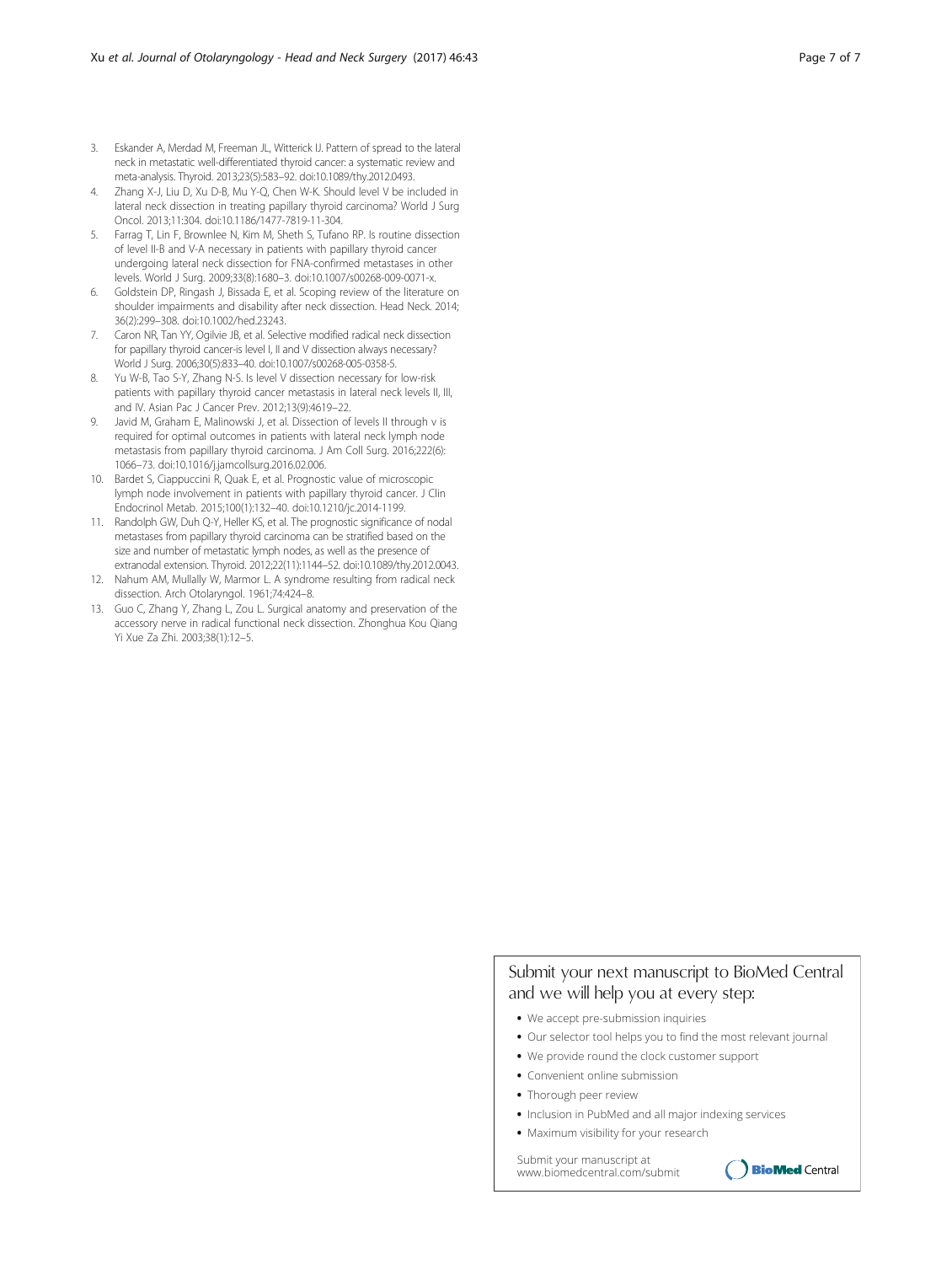3. Eskander A, Merdad M, Freeman JL, Witterick IJ. Pattern of spread to the lateral neck in metastatic well-differentiated thyroid cancer: a systematic review and meta-analysis. Thyroid. 2013;23(5):583–92. doi:10.1089/thy.2012.0493.
4. Zhang X-J, Liu D, Xu D-B, Mu Y-Q, Chen W-K. Should level V be included in lateral neck dissection in treating papillary thyroid carcinoma? World J Surg Oncol. 2013;11:304. doi:10.1186/1477-7819-11-304.
5. Farrag T, Lin F, Brownlee N, Kim M, Sheth S, Tufano RP. Is routine dissection of level II-B and V-A necessary in patients with papillary thyroid cancer undergoing lateral neck dissection for FNA-confirmed metastases in other levels. World J Surg. 2009;33(8):1680–3. doi:10.1007/s00268-009-0071-x.
6. Goldstein DP, Ringash J, Bissada E, et al. Scoping review of the literature on shoulder impairments and disability after neck dissection. Head Neck. 2014; 36(2):299–308. doi:10.1002/hed.23243.
7. Caron NR, Tan YY, Ogilvie JB, et al. Selective modified radical neck dissection for papillary thyroid cancer-is level I, II and V dissection always necessary? World J Surg. 2006;30(5):833–40. doi:10.1007/s00268-005-0358-5.
8. Yu W-B, Tao S-Y, Zhang N-S. Is level V dissection necessary for low-risk patients with papillary thyroid cancer metastasis in lateral neck levels II, III, and IV. Asian Pac J Cancer Prev. 2012;13(9):4619–22.
9. Javid M, Graham E, Malinowski J, et al. Dissection of levels II through v is required for optimal outcomes in patients with lateral neck lymph node metastasis from papillary thyroid carcinoma. J Am Coll Surg. 2016;222(6): 1066–73. doi:10.1016/j.jamcollsurg.2016.02.006.
10. Bardet S, Ciappuccini R, Quak E, et al. Prognostic value of microscopic lymph node involvement in patients with papillary thyroid cancer. J Clin Endocrinol Metab. 2015;100(1):132–40. doi:10.1210/jc.2014-1199.
11. Randolph GW, Duh Q-Y, Heller KS, et al. The prognostic significance of nodal metastases from papillary thyroid carcinoma can be stratified based on the size and number of metastatic lymph nodes, as well as the presence of extranodal extension. Thyroid. 2012;22(11):1144–52. doi:10.1089/thy.2012.0043.
12. Nahum AM, Mullally W, Marmor L. A syndrome resulting from radical neck dissection. Arch Otolaryngol. 1961;74:424–8.
13. Guo C, Zhang Y, Zhang L, Zou L. Surgical anatomy and preservation of the accessory nerve in radical functional neck dissection. Zhonghua Kou Qiang Yi Xue Za Zhi. 2003;38(1):12–5.

Submit your next manuscript to BioMed Central and we will help you at every step:

- We accept pre-submission inquiries
- Our selector tool helps you to find the most relevant journal
- We provide round the clock customer support
- Convenient online submission
- Thorough peer review
- Inclusion in PubMed and all major indexing services
- Maximum visibility for your research

Submit your manuscript at
www.biomedcentral.com/submit

BioMed Central